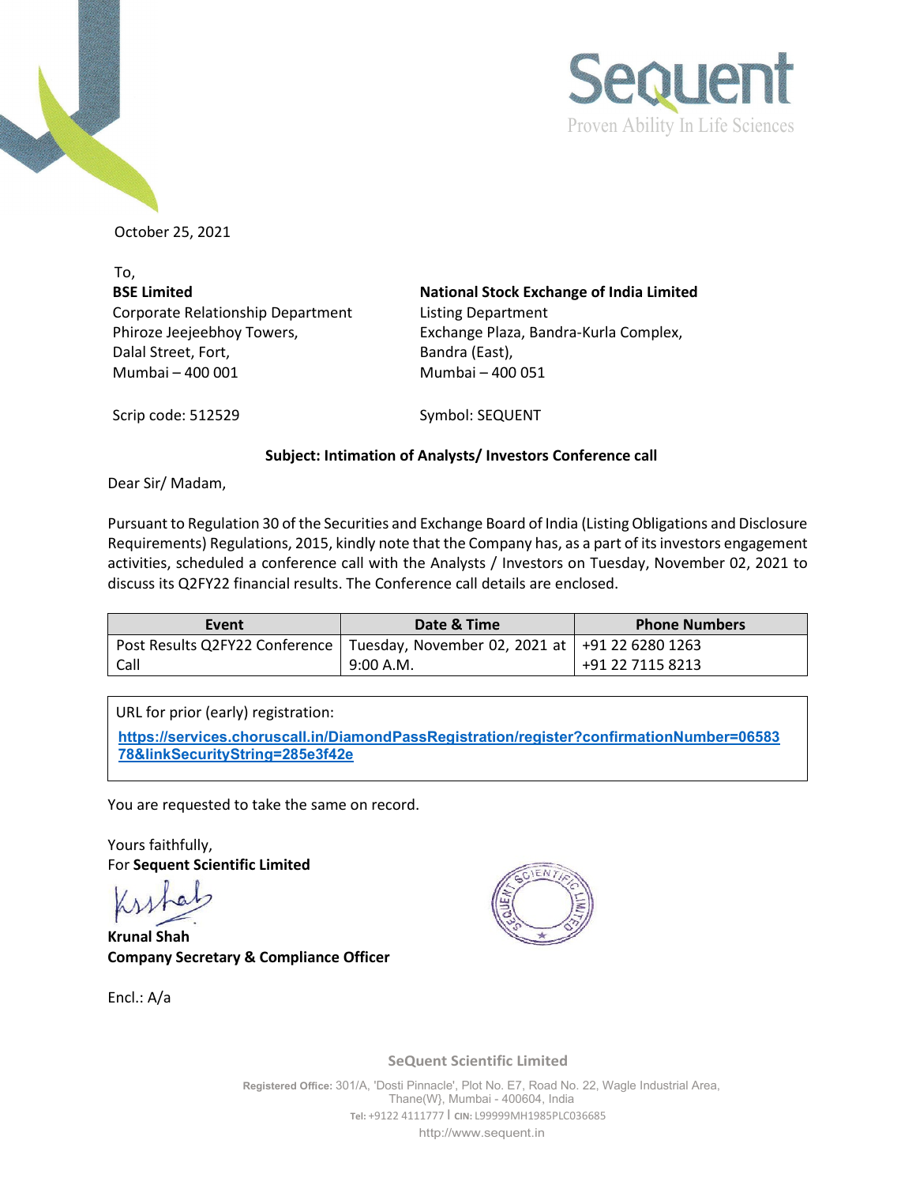Sequent

Proven Ability In Life Sciences

October 25, 2021

To,

| **BSE Limited** | **National Stock Exchange of India Limited** |
|---|---|
| Corporate Relationship Department | Listing Department |
| Phiroze Jeejeebhoy Towers, | Exchange Plaza, Bandra-Kurla Complex, |
| Dalal Street, Fort, | Bandra (East), |
| Mumbai – 400 001 | Mumbai – 400 051 |
| Scrip code: 512529 | Symbol: SEQUENT |

**Subject: Intimation of Analysts/ Investors Conference call**

Dear Sir/ Madam,

Pursuant to Regulation 30 of the Securities and Exchange Board of India (Listing Obligations and Disclosure Requirements) Regulations, 2015, kindly note that the Company has, as a part of its investors engagement activities, scheduled a conference call with the Analysts / Investors on Tuesday, November 02, 2021 to discuss its Q2FY22 financial results. The Conference call details are enclosed.

| Event | Date & Time | Phone Numbers |
|---|---|---|
| Post Results Q2FY22 Conference Call | Tuesday, November 02, 2021 at 9:00 A.M. | +91 22 6280 1263<br>+91 22 7115 8213 |

URL for prior (early) registration:

https://services.choruscall.in/DiamondPassRegistration/register?confirmationNumber=0658378&linkSecurityString=285e3f42e

You are requested to take the same on record.

Yours faithfully,
For **Sequent Scientific Limited**

**Krunal Shah**
**Company Secretary & Compliance Officer**

Encl.: A/a

SeQuent Scientific Limited

Registered Office: 301/A, 'Dosti Pinnacle', Plot No. E7, Road No. 22, Wagle Industrial Area, Thane(W), Mumbai - 400604, India
Tel: +9122 4111777 | CIN: L99999MH1985PLC036685
http://www.sequent.in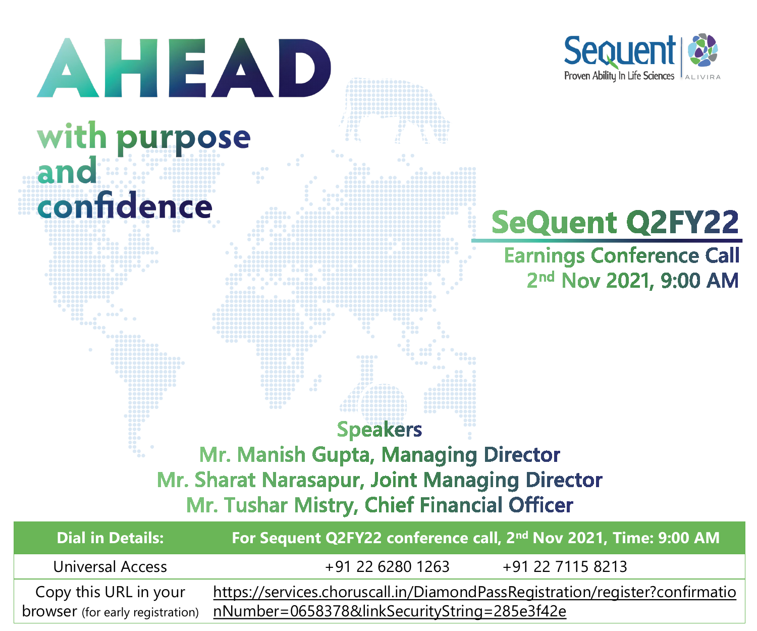# AHEAD

## with purpose and confidence

Sequent
Proven Ability In Life Sciences
ALIVIRA

## SeQuent Q2FY22

### Earnings Conference Call
2nd Nov 2021, 9:00 AM

### Speakers

Mr. Manish Gupta, Managing Director
Mr. Sharat Narasapur, Joint Managing Director
Mr. Tushar Mistry, Chief Financial Officer

| Dial in Details: | For Sequent Q2FY22 conference call, 2nd Nov 2021, Time: 9:00 AM | |
|---|---|---|
| Universal Access | +91 22 6280 1263 | +91 22 7115 8213 |
| Copy this URL in your browser (for early registration) | https://services.choruscall.in/DiamondPassRegistration/register?confirmationNumber=0658378&linkSecurityString=285e3f42e | |